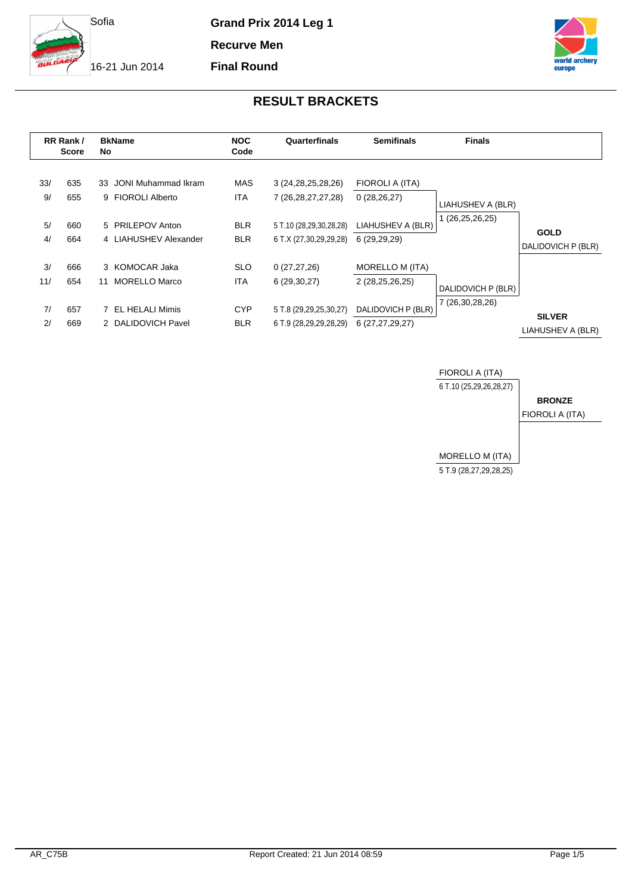Sofia

16-21 Jun 2014

**Grand Prix 2014 Leg 1**

**Recurve Men**

**Final Round**

## RESULT BRACKETS

| RR Rank / Score | | BkNo | Name | NOC Code | Quarterfinals | Semifinals | Finals | |
|---|---|---|---|---|---|---|---|---|
| 33/ | 635 | 33 | JONI Muhammad Ikram | MAS | 3 (24,28,25,28,26) | FIOROLI A (ITA) | | |
| 9/ | 655 | 9 | FIOROLI Alberto | ITA | 7 (26,28,27,27,28) | 0 (28,26,27) | LIAHUSHEV A (BLR) | |
| 5/ | 660 | 5 | PRILEPOV Anton | BLR | 5 T.10 (28,29,30,28,28) | LIAHUSHEV A (BLR) | 1 (26,25,26,25) | **GOLD** |
| 4/ | 664 | 4 | LIAHUSHEV Alexander | BLR | 6 T.X (27,30,29,29,28) | 6 (29,29,29) | | DALIDOVICH P (BLR) |
| 3/ | 666 | 3 | KOMOCAR Jaka | SLO | 0 (27,27,26) | MORELLO M (ITA) | | |
| 11/ | 654 | 11 | MORELLO Marco | ITA | 6 (29,30,27) | 2 (28,25,26,25) | DALIDOVICH P (BLR) | |
| 7/ | 657 | 7 | EL HELALI Mimis | CYP | 5 T.8 (29,29,25,30,27) | DALIDOVICH P (BLR) | 7 (26,30,28,26) | **SILVER** |
| 2/ | 669 | 2 | DALIDOVICH Pavel | BLR | 6 T.9 (28,29,29,28,29) | 6 (27,27,29,27) | | LIAHUSHEV A (BLR) |

| Bronze Match | |
|---|---|
| FIOROLI A (ITA) | |
| 6 T.10 (25,29,26,28,27) | **BRONZE** |
| | FIOROLI A (ITA) |
| MORELLO M (ITA) | |
| 5 T.9 (28,27,29,28,25) | |

AR_C75B

Report Created: 21 Jun 2014 08:59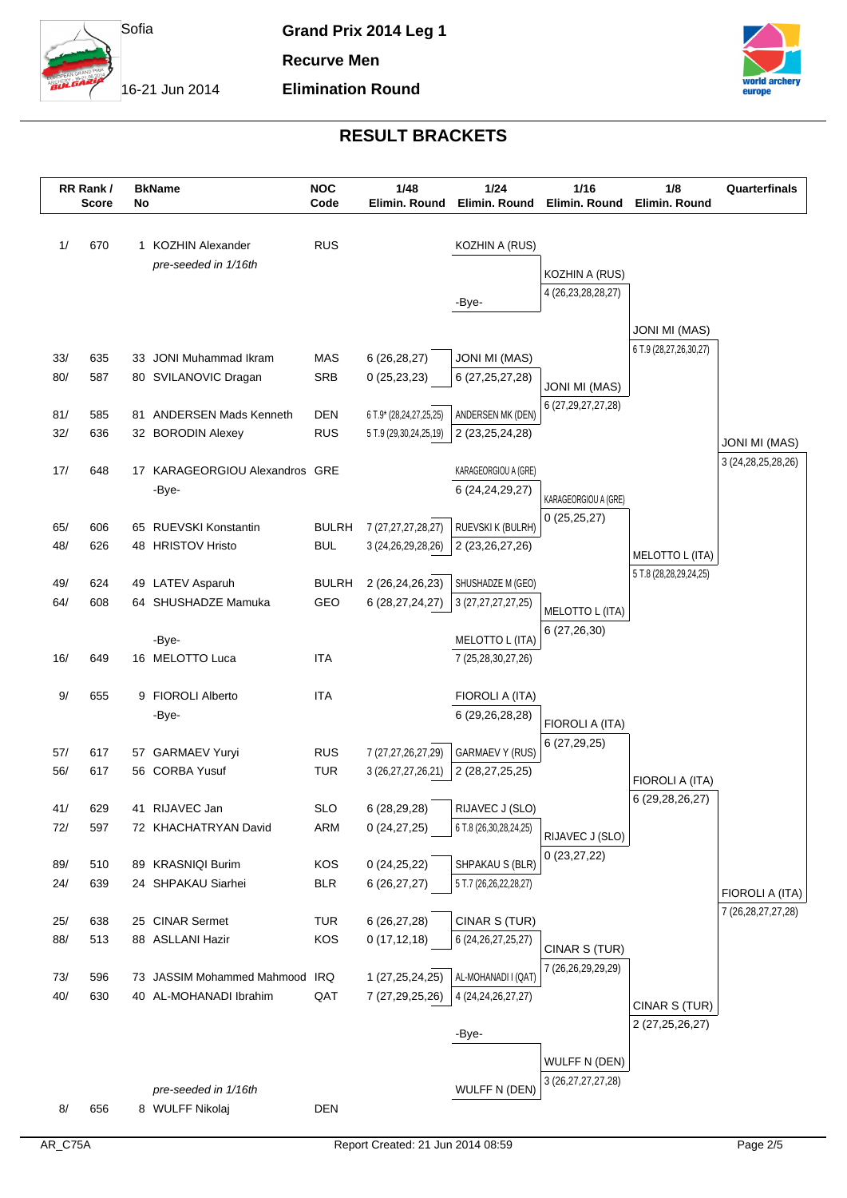Sofia

**Grand Prix 2014 Leg 1**

**Recurve Men**

**Elimination Round**

16-21 Jun 2014

## RESULT BRACKETS

| RR Rank / Score | | BkNo | Name | NOC Code | 1/48 Elimin. Round | 1/24 Elimin. Round | 1/16 Elimin. Round | 1/8 Elimin. Round | Quarterfinals |
|---|---|---|---|---|---|---|---|---|---|
| 1/ | 670 | 1 | KOZHIN Alexander | RUS | | KOZHIN A (RUS) | | | |
| | | | *pre-seeded in 1/16th* | | | | KOZHIN A (RUS) | | |
| | | | | | | | 4 (26,23,28,28,27) | | |
| | | | | | | -Bye- | | | |
| | | | | | | | | JONI MI (MAS) | |
| | | | | | | | | 6 T.9 (28,27,26,30,27) | |
| 33/ | 635 | 33 | JONI Muhammad Ikram | MAS | 6 (26,28,27) | JONI MI (MAS) | | | |
| 80/ | 587 | 80 | SVILANOVIC Dragan | SRB | 0 (25,23,23) | 6 (27,25,27,28) | | | |
| | | | | | | | JONI MI (MAS) | | |
| | | | | | | | 6 (27,29,27,27,28) | | |
| 81/ | 585 | 81 | ANDERSEN Mads Kenneth | DEN | 6 T.9* (28,24,27,25,25) | ANDERSEN MK (DEN) | | | |
| 32/ | 636 | 32 | BORODIN Alexey | RUS | 5 T.9 (29,30,24,25,19) | 2 (23,25,24,28) | | | |
| | | | | | | | | | JONI MI (MAS) |
| | | | | | | | | | 3 (24,28,25,28,26) |
| 17/ | 648 | 17 | KARAGEORGIOU Alexandros | GRE | | KARAGEORGIOU A (GRE) | | | |
| | | | -Bye- | | | 6 (24,24,29,27) | | | |
| | | | | | | | KARAGEORGIOU A (GRE) | | |
| | | | | | | | 0 (25,25,27) | | |
| 65/ | 606 | 65 | RUEVSKI Konstantin | BULRH | 7 (27,27,27,28,27) | RUEVSKI K (BULRH) | | | |
| 48/ | 626 | 48 | HRISTOV Hristo | BUL | 3 (24,26,29,28,26) | 2 (23,26,27,26) | | | |
| | | | | | | | | MELOTTO L (ITA) | |
| | | | | | | | | 5 T.8 (28,28,29,24,25) | |
| 49/ | 624 | 49 | LATEV Asparuh | BULRH | 2 (26,24,26,23) | SHUSHADZE M (GEO) | | | |
| 64/ | 608 | 64 | SHUSHADZE Mamuka | GEO | 6 (28,27,24,27) | 3 (27,27,27,27,25) | | | |
| | | | | | | | MELOTTO L (ITA) | | |
| | | | | | | | 6 (27,26,30) | | |
| | | | -Bye- | | | MELOTTO L (ITA) | | | |
| 16/ | 649 | 16 | MELOTTO Luca | ITA | | 7 (25,28,30,27,26) | | | |
| 9/ | 655 | 9 | FIOROLI Alberto | ITA | | FIOROLI A (ITA) | | | |
| | | | -Bye- | | | 6 (29,26,28,28) | | | |
| | | | | | | | FIOROLI A (ITA) | | |
| | | | | | | | 6 (27,29,25) | | |
| 57/ | 617 | 57 | GARMAEV Yuryi | RUS | 7 (27,27,26,27,29) | GARMAEV Y (RUS) | | | |
| 56/ | 617 | 56 | CORBA Yusuf | TUR | 3 (26,27,27,26,21) | 2 (28,27,25,25) | | | |
| | | | | | | | | FIOROLI A (ITA) | |
| | | | | | | | | 6 (29,28,26,27) | |
| 41/ | 629 | 41 | RIJAVEC Jan | SLO | 6 (28,29,28) | RIJAVEC J (SLO) | | | |
| 72/ | 597 | 72 | KHACHATRYAN David | ARM | 0 (24,27,25) | 6 T.8 (26,30,28,24,25) | | | |
| | | | | | | | RIJAVEC J (SLO) | | |
| | | | | | | | 0 (23,27,22) | | |
| 89/ | 510 | 89 | KRASNIQI Burim | KOS | 0 (24,25,22) | SHPAKAU S (BLR) | | | |
| 24/ | 639 | 24 | SHPAKAU Siarhei | BLR | 6 (26,27,27) | 5 T.7 (26,26,22,28,27) | | | |
| | | | | | | | | | FIOROLI A (ITA) |
| | | | | | | | | | 7 (26,28,27,27,28) |
| 25/ | 638 | 25 | CINAR Sermet | TUR | 6 (26,27,28) | CINAR S (TUR) | | | |
| 88/ | 513 | 88 | ASLLANI Hazir | KOS | 0 (17,12,18) | 6 (24,26,27,25,27) | | | |
| | | | | | | | CINAR S (TUR) | | |
| | | | | | | | 7 (26,26,29,29,29) | | |
| 73/ | 596 | 73 | JASSIM Mohammed Mahmood | IRQ | 1 (27,25,24,25) | AL-MOHANADI I (QAT) | | | |
| 40/ | 630 | 40 | AL-MOHANADI Ibrahim | QAT | 7 (27,29,25,26) | 4 (24,24,26,27,27) | | | |
| | | | | | | | | CINAR S (TUR) | |
| | | | | | | | | 2 (27,25,26,27) | |
| | | | | | | -Bye- | | | |
| | | | | | | | WULFF N (DEN) | | |
| | | | | | | | 3 (26,27,27,27,28) | | |
| | | | *pre-seeded in 1/16th* | | | WULFF N (DEN) | | | |
| 8/ | 656 | 8 | WULFF Nikolaj | DEN | | | | | |

AR_C75A Report Created: 21 Jun 2014 08:59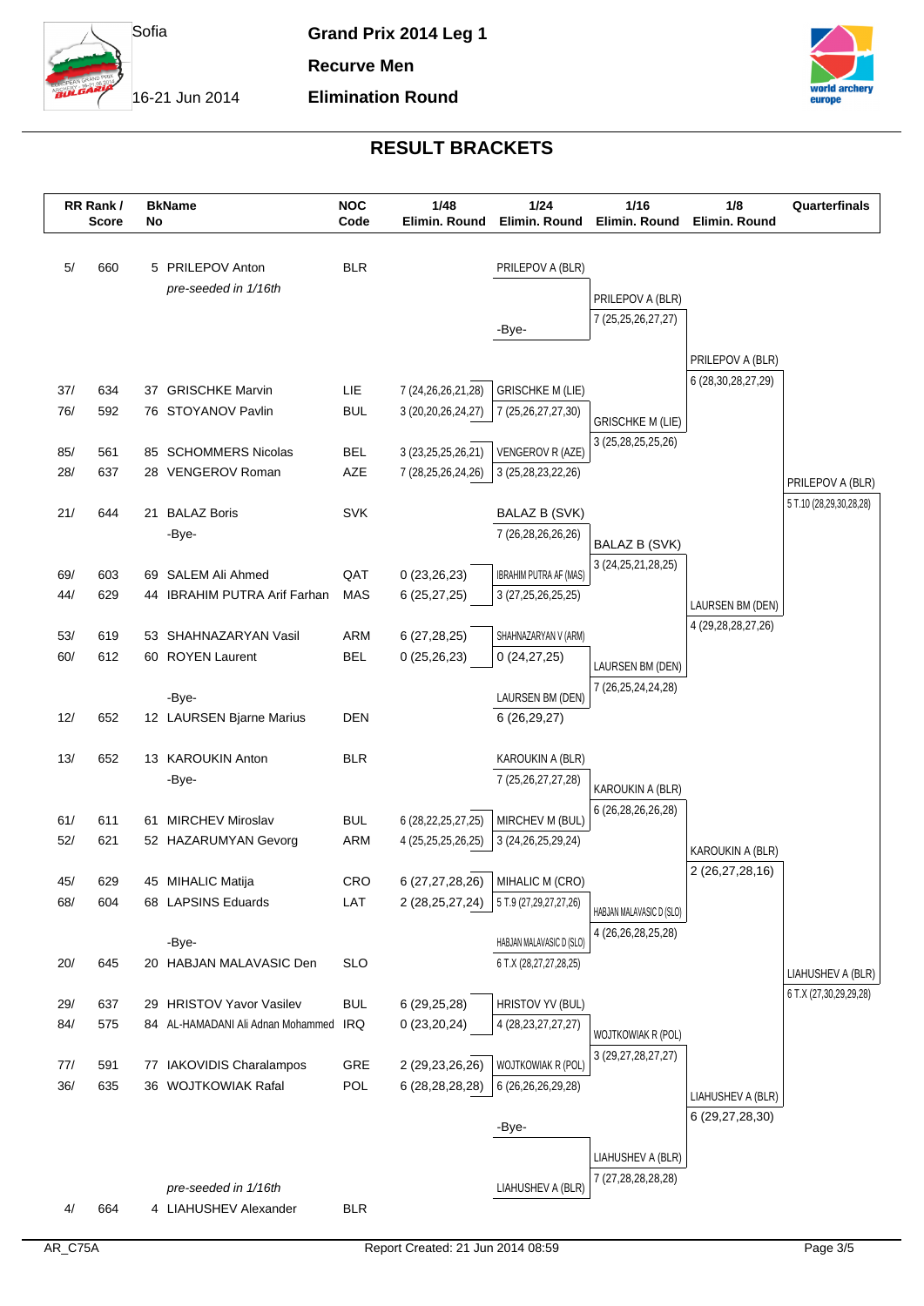Sofia

16-21 Jun 2014

# Grand Prix 2014 Leg 1

## Recurve Men

## Elimination Round

## RESULT BRACKETS

| RR Rank / Score | | BkNo | Name | NOC Code | 1/48 Elimin. Round | 1/24 Elimin. Round | 1/16 Elimin. Round | 1/8 Elimin. Round | Quarterfinals |
|---|---|---|---|---|---|---|---|---|---|
| 5/ | 660 | 5 | PRILEPOV Anton | BLR | | PRILEPOV A (BLR) | | | |
| | | | *pre-seeded in 1/16th* | | | | PRILEPOV A (BLR) | | |
| | | | | | | | 7 (25,25,26,27,27) | | |
| | | | | | | -Bye- | | | |
| | | | | | | | | PRILEPOV A (BLR) | |
| | | | | | | | | 6 (28,30,28,27,29) | |
| 37/ | 634 | 37 | GRISCHKE Marvin | LIE | 7 (24,26,26,21,28) | GRISCHKE M (LIE) | | | |
| 76/ | 592 | 76 | STOYANOV Pavlin | BUL | 3 (20,20,26,24,27) | 7 (25,26,27,27,30) | | | |
| | | | | | | | GRISCHKE M (LIE) | | |
| | | | | | | | 3 (25,28,25,25,26) | | |
| 85/ | 561 | 85 | SCHOMMERS Nicolas | BEL | 3 (23,25,25,26,21) | VENGEROV R (AZE) | | | |
| 28/ | 637 | 28 | VENGEROV Roman | AZE | 7 (28,25,26,24,26) | 3 (25,28,23,22,26) | | | |
| | | | | | | | | | PRILEPOV A (BLR) |
| | | | | | | | | | 5 T.10 (28,29,30,28,28) |
| 21/ | 644 | 21 | BALAZ Boris | SVK | | BALAZ B (SVK) | | | |
| | | | -Bye- | | | 7 (26,28,26,26,26) | | | |
| | | | | | | | BALAZ B (SVK) | | |
| | | | | | | | 3 (24,25,21,28,25) | | |
| 69/ | 603 | 69 | SALEM Ali Ahmed | QAT | 0 (23,26,23) | IBRAHIM PUTRA AF (MAS) | | | |
| 44/ | 629 | 44 | IBRAHIM PUTRA Arif Farhan | MAS | 6 (25,27,25) | 3 (27,25,26,25,25) | | | |
| | | | | | | | | LAURSEN BM (DEN) | |
| | | | | | | | | 4 (29,28,28,27,26) | |
| 53/ | 619 | 53 | SHAHNAZARYAN Vasil | ARM | 6 (27,28,25) | SHAHNAZARYAN V (ARM) | | | |
| 60/ | 612 | 60 | ROYEN Laurent | BEL | 0 (25,26,23) | 0 (24,27,25) | | | |
| | | | | | | | LAURSEN BM (DEN) | | |
| | | | | | | | 7 (26,25,24,24,28) | | |
| | | | -Bye- | | | LAURSEN BM (DEN) | | | |
| 12/ | 652 | 12 | LAURSEN Bjarne Marius | DEN | | 6 (26,29,27) | | | |
| 13/ | 652 | 13 | KAROUKIN Anton | BLR | | KAROUKIN A (BLR) | | | |
| | | | -Bye- | | | 7 (25,26,27,27,28) | | | |
| | | | | | | | KAROUKIN A (BLR) | | |
| | | | | | | | 6 (26,28,26,26,28) | | |
| 61/ | 611 | 61 | MIRCHEV Miroslav | BUL | 6 (28,22,25,27,25) | MIRCHEV M (BUL) | | | |
| 52/ | 621 | 52 | HAZARUMYAN Gevorg | ARM | 4 (25,25,25,26,25) | 3 (24,26,25,29,24) | | | |
| | | | | | | | | KAROUKIN A (BLR) | |
| | | | | | | | | 2 (26,27,28,16) | |
| 45/ | 629 | 45 | MIHALIC Matija | CRO | 6 (27,27,28,26) | MIHALIC M (CRO) | | | |
| 68/ | 604 | 68 | LAPSINS Eduards | LAT | 2 (28,25,27,24) | 5 T.9 (27,29,27,27,26) | | | |
| | | | | | | | HABJAN MALAVASIC D (SLO) | | |
| | | | | | | | 4 (26,26,28,25,28) | | |
| | | | -Bye- | | | HABJAN MALAVASIC D (SLO) | | | |
| 20/ | 645 | 20 | HABJAN MALAVASIC Den | SLO | | 6 T.X (28,27,27,28,25) | | | |
| | | | | | | | | | LIAHUSHEV A (BLR) |
| | | | | | | | | | 6 T.X (27,30,29,29,28) |
| 29/ | 637 | 29 | HRISTOV Yavor Vasilev | BUL | 6 (29,25,28) | HRISTOV YV (BUL) | | | |
| 84/ | 575 | 84 | AL-HAMADANI Ali Adnan Mohammed | IRQ | 0 (23,20,24) | 4 (28,23,27,27,27) | | | |
| | | | | | | | WOJTKOWIAK R (POL) | | |
| | | | | | | | 3 (29,27,28,27,27) | | |
| 77/ | 591 | 77 | IAKOVIDIS Charalampos | GRE | 2 (29,23,26,26) | WOJTKOWIAK R (POL) | | | |
| 36/ | 635 | 36 | WOJTKOWIAK Rafal | POL | 6 (28,28,28,28) | 6 (26,26,26,29,28) | | | |
| | | | | | | | | LIAHUSHEV A (BLR) | |
| | | | | | | | | 6 (29,27,28,30) | |
| | | | | | | -Bye- | | | |
| | | | | | | | LIAHUSHEV A (BLR) | | |
| | | | | | | | 7 (27,28,28,28,28) | | |
| | | | *pre-seeded in 1/16th* | | | LIAHUSHEV A (BLR) | | | |
| 4/ | 664 | 4 | LIAHUSHEV Alexander | BLR | | | | | |

AR_C75A

Report Created: 21 Jun 2014 08:59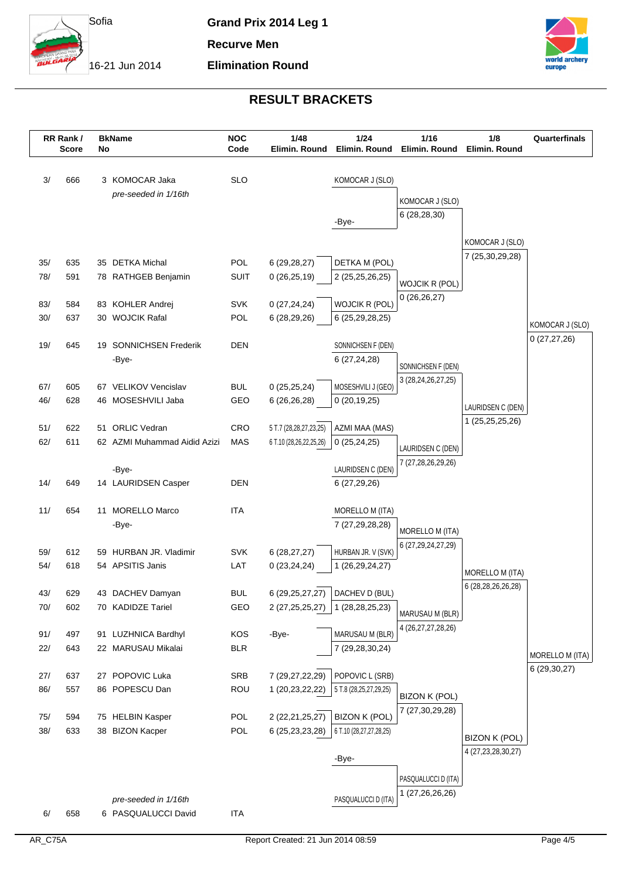Sofia

16-21 Jun 2014

**Grand Prix 2014 Leg 1**

**Recurve Men**

**Elimination Round**

## RESULT BRACKETS

| RR Rank / Score | BkNo | Name | NOC Code | 1/48 Elimin. Round | 1/24 Elimin. Round | 1/16 Elimin. Round | 1/8 Elimin. Round | Quarterfinals |
|---|---|---|---|---|---|---|---|---|
| 3/ 666 | 3 | KOMOCAR Jaka *pre-seeded in 1/16th* | SLO | | KOMOCAR J (SLO) | | | |
| | | | | | -Bye- | KOMOCAR J (SLO) 6 (28,28,30) | | |
| | | | | | | | KOMOCAR J (SLO) 7 (25,30,29,28) | |
| 35/ 635 | 35 | DETKA Michal | POL | 6 (29,28,27) | DETKA M (POL) | | | |
| 78/ 591 | 78 | RATHGEB Benjamin | SUIT | 0 (26,25,19) | 2 (25,25,26,25) | WOJCIK R (POL) 0 (26,26,27) | | |
| 83/ 584 | 83 | KOHLER Andrej | SVK | 0 (27,24,24) | WOJCIK R (POL) | | | |
| 30/ 637 | 30 | WOJCIK Rafal | POL | 6 (28,29,26) | 6 (25,29,28,25) | | | KOMOCAR J (SLO) 0 (27,27,26) |
| 19/ 645 | 19 | SONNICHSEN Frederik | DEN | | SONNICHSEN F (DEN) | | | |
| | | -Bye- | | | 6 (27,24,28) | SONNICHSEN F (DEN) 3 (28,24,26,27,25) | | |
| 67/ 605 | 67 | VELIKOV Vencislav | BUL | 0 (25,25,24) | MOSESHVILI J (GEO) | | | |
| 46/ 628 | 46 | MOSESHVILI Jaba | GEO | 6 (26,26,28) | 0 (20,19,25) | | LAURIDSEN C (DEN) 1 (25,25,25,26) | |
| 51/ 622 | 51 | ORLIC Vedran | CRO | 5 T.7 (28,28,27,23,25) | AZMI MAA (MAS) | | | |
| 62/ 611 | 62 | AZMI Muhammad Aidid Azizi | MAS | 6 T.10 (28,26,22,25,26) | 0 (25,24,25) | LAURIDSEN C (DEN) 7 (27,28,26,29,26) | | |
| | | -Bye- | | | LAURIDSEN C (DEN) | | | |
| 14/ 649 | 14 | LAURIDSEN Casper | DEN | | 6 (27,29,26) | | | |
| 11/ 654 | 11 | MORELLO Marco | ITA | | MORELLO M (ITA) | | | |
| | | -Bye- | | | 7 (27,29,28,28) | MORELLO M (ITA) 6 (27,29,24,27,29) | | |
| 59/ 612 | 59 | HURBAN JR. Vladimir | SVK | 6 (28,27,27) | HURBAN JR. V (SVK) | | | |
| 54/ 618 | 54 | APSITIS Janis | LAT | 0 (23,24,24) | 1 (26,29,24,27) | | MORELLO M (ITA) 6 (28,28,26,26,28) | |
| 43/ 629 | 43 | DACHEV Damyan | BUL | 6 (29,25,27,27) | DACHEV D (BUL) | | | |
| 70/ 602 | 70 | KADIDZE Tariel | GEO | 2 (27,25,25,27) | 1 (28,28,25,23) | MARUSAU M (BLR) 4 (26,27,27,28,26) | | |
| 91/ 497 | 91 | LUZHNICA Bardhyl | KOS | -Bye- | MARUSAU M (BLR) | | | |
| 22/ 643 | 22 | MARUSAU Mikalai | BLR | | 7 (29,28,30,24) | | | MORELLO M (ITA) 6 (29,30,27) |
| 27/ 637 | 27 | POPOVIC Luka | SRB | 7 (29,27,22,29) | POPOVIC L (SRB) | | | |
| 86/ 557 | 86 | POPESCU Dan | ROU | 1 (20,23,22,22) | 5 T.8 (28,25,27,29,25) | BIZON K (POL) 7 (27,30,29,28) | | |
| 75/ 594 | 75 | HELBIN Kasper | POL | 2 (22,21,25,27) | BIZON K (POL) | | | |
| 38/ 633 | 38 | BIZON Kacper | POL | 6 (25,23,23,28) | 6 T.10 (28,27,27,28,25) | | BIZON K (POL) 4 (27,23,28,30,27) | |
| | | | | | -Bye- | | | |
| | | | | | | PASQUALUCCI D (ITA) 1 (27,26,26,26) | | |
| | | *pre-seeded in 1/16th* | | | PASQUALUCCI D (ITA) | | | |
| 6/ 658 | 6 | PASQUALUCCI David | ITA | | | | | |

AR_C75A    Report Created: 21 Jun 2014 08:59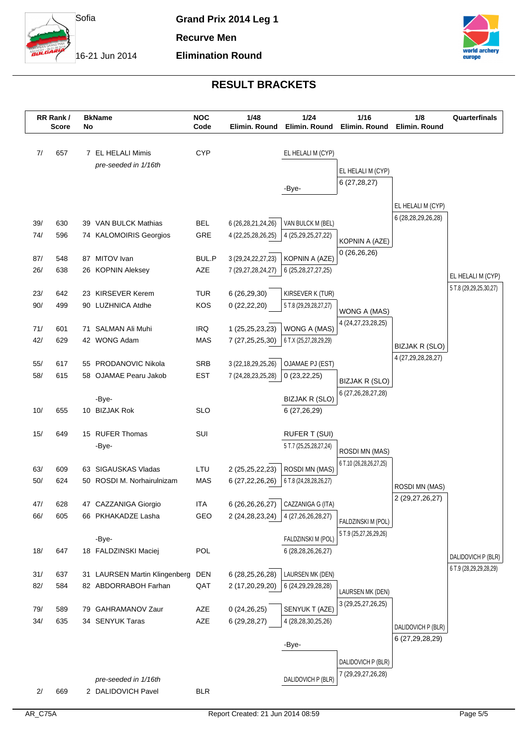Sofia

16-21 Jun 2014

**Grand Prix 2014 Leg 1**

**Recurve Men**

**Elimination Round**

## RESULT BRACKETS

| RR Rank / Score | | BkName No | | NOC Code | 1/48 Elimin. Round | 1/24 Elimin. Round | 1/16 Elimin. Round | 1/8 Elimin. Round | Quarterfinals |
|---|---|---|---|---|---|---|---|---|---|
| 7/ | 657 | 7 | EL HELALI Mimis | CYP | | EL HELALI M (CYP) | | | |
| | | | *pre-seeded in 1/16th* | | | | EL HELALI M (CYP) 6 (27,28,27) | | |
| | | | | | | -Bye- | | | |
| | | | | | | | | EL HELALI M (CYP) 6 (28,28,29,26,28) | |
| 39/ | 630 | 39 | VAN BULCK Mathias | BEL | 6 (26,28,21,24,26) | VAN BULCK M (BEL) 4 (25,29,25,27,22) | | | |
| 74/ | 596 | 74 | KALOMOIRIS Georgios | GRE | 4 (22,25,28,26,25) | | | | |
| | | | | | | | KOPNIN A (AZE) 0 (26,26,26) | | |
| 87/ | 548 | 87 | MITOV Ivan | BUL.P | 3 (29,24,22,27,23) | KOPNIN A (AZE) 6 (25,28,27,27,25) | | | |
| 26/ | 638 | 26 | KOPNIN Aleksey | AZE | 7 (29,27,28,24,27) | | | | |
| | | | | | | | | | EL HELALI M (CYP) 5 T.8 (29,29,25,30,27) |
| 23/ | 642 | 23 | KIRSEVER Kerem | TUR | 6 (26,29,30) | KIRSEVER K (TUR) 5 T.8 (29,29,28,27,27) | | | |
| 90/ | 499 | 90 | LUZHNICA Atdhe | KOS | 0 (22,22,20) | | | | |
| | | | | | | | WONG A (MAS) 4 (24,27,23,28,25) | | |
| 71/ | 601 | 71 | SALMAN Ali Muhi | IRQ | 1 (25,25,23,23) | WONG A (MAS) 6 T.X (25,27,28,29,29) | | | |
| 42/ | 629 | 42 | WONG Adam | MAS | 7 (27,25,25,30) | | | | |
| | | | | | | | | BIZJAK R (SLO) 4 (27,29,28,28,27) | |
| 55/ | 617 | 55 | PRODANOVIC Nikola | SRB | 3 (22,18,29,25,26) | OJAMAE PJ (EST) 0 (23,22,25) | | | |
| 58/ | 615 | 58 | OJAMAE Pearu Jakob | EST | 7 (24,28,23,25,28) | | | | |
| | | | | | | | BIZJAK R (SLO) 6 (27,26,28,27,28) | | |
| | | | -Bye- | | | BIZJAK R (SLO) 6 (27,26,29) | | | |
| 10/ | 655 | 10 | BIZJAK Rok | SLO | | | | | |
| 15/ | 649 | 15 | RUFER Thomas | SUI | | RUFER T (SUI) 5 T.7 (25,25,28,27,24) | | | |
| | | | -Bye- | | | | | | |
| | | | | | | | ROSDI MN (MAS) 6 T.10 (26,28,26,27,25) | | |
| 63/ | 609 | 63 | SIGAUSKAS Vladas | LTU | 2 (25,25,22,23) | ROSDI MN (MAS) 6 T.8 (24,28,28,26,27) | | | |
| 50/ | 624 | 50 | ROSDI M. Norhairulnizam | MAS | 6 (27,22,26,26) | | | | |
| | | | | | | | | ROSDI MN (MAS) 2 (29,27,26,27) | |
| 47/ | 628 | 47 | CAZZANIGA Giorgio | ITA | 6 (26,26,26,27) | CAZZANIGA G (ITA) 4 (27,26,26,28,27) | | | |
| 66/ | 605 | 66 | PKHAKADZE Lasha | GEO | 2 (24,28,23,24) | | | | |
| | | | | | | | FALDZINSKI M (POL) 5 T.9 (25,27,26,29,26) | | |
| | | | -Bye- | | | FALDZINSKI M (POL) 6 (28,28,26,26,27) | | | |
| 18/ | 647 | 18 | FALDZINSKI Maciej | POL | | | | | |
| | | | | | | | | | DALIDOVICH P (BLR) 6 T.9 (28,29,29,28,29) |
| 31/ | 637 | 31 | LAURSEN Martin Klingenberg | DEN | 6 (28,25,26,28) | LAURSEN MK (DEN) 6 (24,29,29,28,28) | | | |
| 82/ | 584 | 82 | ABDORRABOH Farhan | QAT | 2 (17,20,29,20) | | | | |
| | | | | | | | LAURSEN MK (DEN) 3 (29,25,27,26,25) | | |
| 79/ | 589 | 79 | GAHRAMANOV Zaur | AZE | 0 (24,26,25) | SENYUK T (AZE) 4 (28,28,30,25,26) | | | |
| 34/ | 635 | 34 | SENYUK Taras | AZE | 6 (29,28,27) | | | | |
| | | | | | | | | DALIDOVICH P (BLR) 6 (27,29,28,29) | |
| | | | | | | -Bye- | | | |
| | | | | | | | DALIDOVICH P (BLR) 7 (29,29,27,26,28) | | |
| | | | *pre-seeded in 1/16th* | | | DALIDOVICH P (BLR) | | | |
| 2/ | 669 | 2 | DALIDOVICH Pavel | BLR | | | | | |

AR_C75A Report Created: 21 Jun 2014 08:59